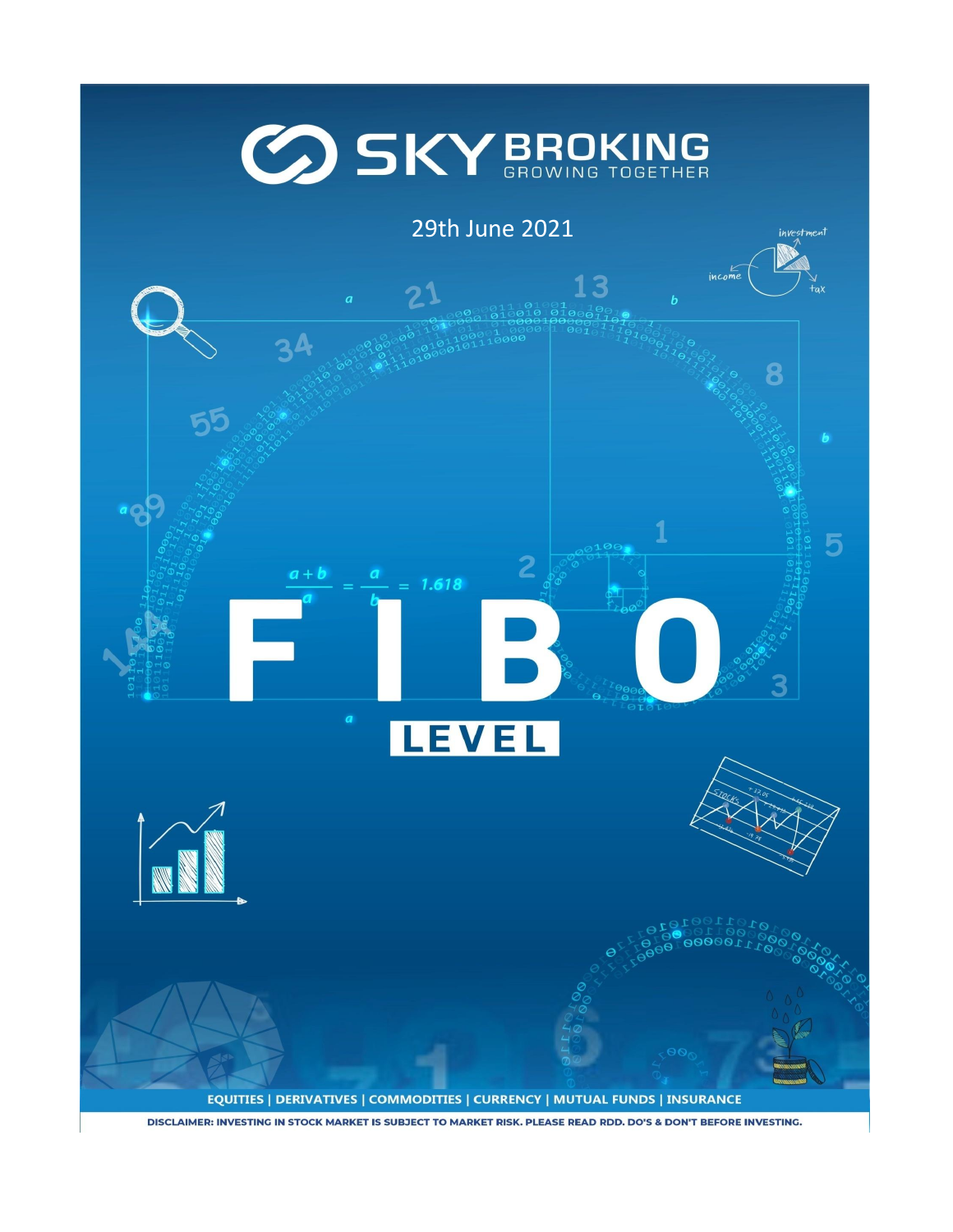# SKY BROKING

GROWING TOGETHER

29th June 2021

$$\frac{a+b}{a} = \frac{a}{b} = 1.618$$

# FIBO

## LEVEL

EQUITIES | DERIVATIVES | COMMODITIES | CURRENCY | MUTUAL FUNDS | INSURANCE

DISCLAIMER: INVESTING IN STOCK MARKET IS SUBJECT TO MARKET RISK. PLEASE READ RDD. DO'S & DON'T BEFORE INVESTING.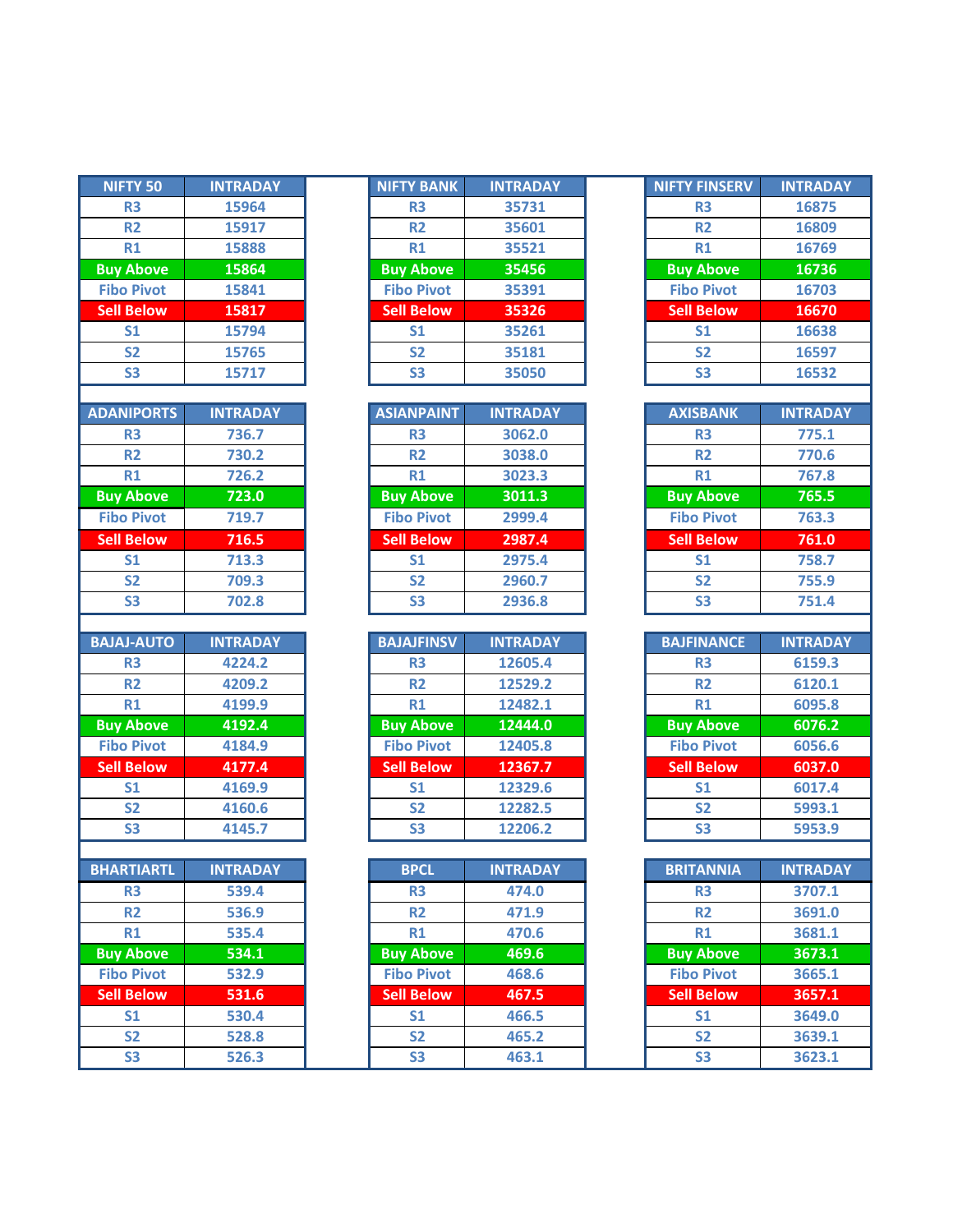| NIFTY 50 | INTRADAY |
| --- | --- |
| R3 | 15964 |
| R2 | 15917 |
| R1 | 15888 |
| Buy Above | 15864 |
| Fibo Pivot | 15841 |
| Sell Below | 15817 |
| S1 | 15794 |
| S2 | 15765 |
| S3 | 15717 |

| NIFTY BANK | INTRADAY |
| --- | --- |
| R3 | 35731 |
| R2 | 35601 |
| R1 | 35521 |
| Buy Above | 35456 |
| Fibo Pivot | 35391 |
| Sell Below | 35326 |
| S1 | 35261 |
| S2 | 35181 |
| S3 | 35050 |

| NIFTY FINSERV | INTRADAY |
| --- | --- |
| R3 | 16875 |
| R2 | 16809 |
| R1 | 16769 |
| Buy Above | 16736 |
| Fibo Pivot | 16703 |
| Sell Below | 16670 |
| S1 | 16638 |
| S2 | 16597 |
| S3 | 16532 |

| ADANIPORTS | INTRADAY |
| --- | --- |
| R3 | 736.7 |
| R2 | 730.2 |
| R1 | 726.2 |
| Buy Above | 723.0 |
| Fibo Pivot | 719.7 |
| Sell Below | 716.5 |
| S1 | 713.3 |
| S2 | 709.3 |
| S3 | 702.8 |

| ASIANPAINT | INTRADAY |
| --- | --- |
| R3 | 3062.0 |
| R2 | 3038.0 |
| R1 | 3023.3 |
| Buy Above | 3011.3 |
| Fibo Pivot | 2999.4 |
| Sell Below | 2987.4 |
| S1 | 2975.4 |
| S2 | 2960.7 |
| S3 | 2936.8 |

| AXISBANK | INTRADAY |
| --- | --- |
| R3 | 775.1 |
| R2 | 770.6 |
| R1 | 767.8 |
| Buy Above | 765.5 |
| Fibo Pivot | 763.3 |
| Sell Below | 761.0 |
| S1 | 758.7 |
| S2 | 755.9 |
| S3 | 751.4 |

| BAJAJ-AUTO | INTRADAY |
| --- | --- |
| R3 | 4224.2 |
| R2 | 4209.2 |
| R1 | 4199.9 |
| Buy Above | 4192.4 |
| Fibo Pivot | 4184.9 |
| Sell Below | 4177.4 |
| S1 | 4169.9 |
| S2 | 4160.6 |
| S3 | 4145.7 |

| BAJAJFINSV | INTRADAY |
| --- | --- |
| R3 | 12605.4 |
| R2 | 12529.2 |
| R1 | 12482.1 |
| Buy Above | 12444.0 |
| Fibo Pivot | 12405.8 |
| Sell Below | 12367.7 |
| S1 | 12329.6 |
| S2 | 12282.5 |
| S3 | 12206.2 |

| BAJFINANCE | INTRADAY |
| --- | --- |
| R3 | 6159.3 |
| R2 | 6120.1 |
| R1 | 6095.8 |
| Buy Above | 6076.2 |
| Fibo Pivot | 6056.6 |
| Sell Below | 6037.0 |
| S1 | 6017.4 |
| S2 | 5993.1 |
| S3 | 5953.9 |

| BHARTIARTL | INTRADAY |
| --- | --- |
| R3 | 539.4 |
| R2 | 536.9 |
| R1 | 535.4 |
| Buy Above | 534.1 |
| Fibo Pivot | 532.9 |
| Sell Below | 531.6 |
| S1 | 530.4 |
| S2 | 528.8 |
| S3 | 526.3 |

| BPCL | INTRADAY |
| --- | --- |
| R3 | 474.0 |
| R2 | 471.9 |
| R1 | 470.6 |
| Buy Above | 469.6 |
| Fibo Pivot | 468.6 |
| Sell Below | 467.5 |
| S1 | 466.5 |
| S2 | 465.2 |
| S3 | 463.1 |

| BRITANNIA | INTRADAY |
| --- | --- |
| R3 | 3707.1 |
| R2 | 3691.0 |
| R1 | 3681.1 |
| Buy Above | 3673.1 |
| Fibo Pivot | 3665.1 |
| Sell Below | 3657.1 |
| S1 | 3649.0 |
| S2 | 3639.1 |
| S3 | 3623.1 |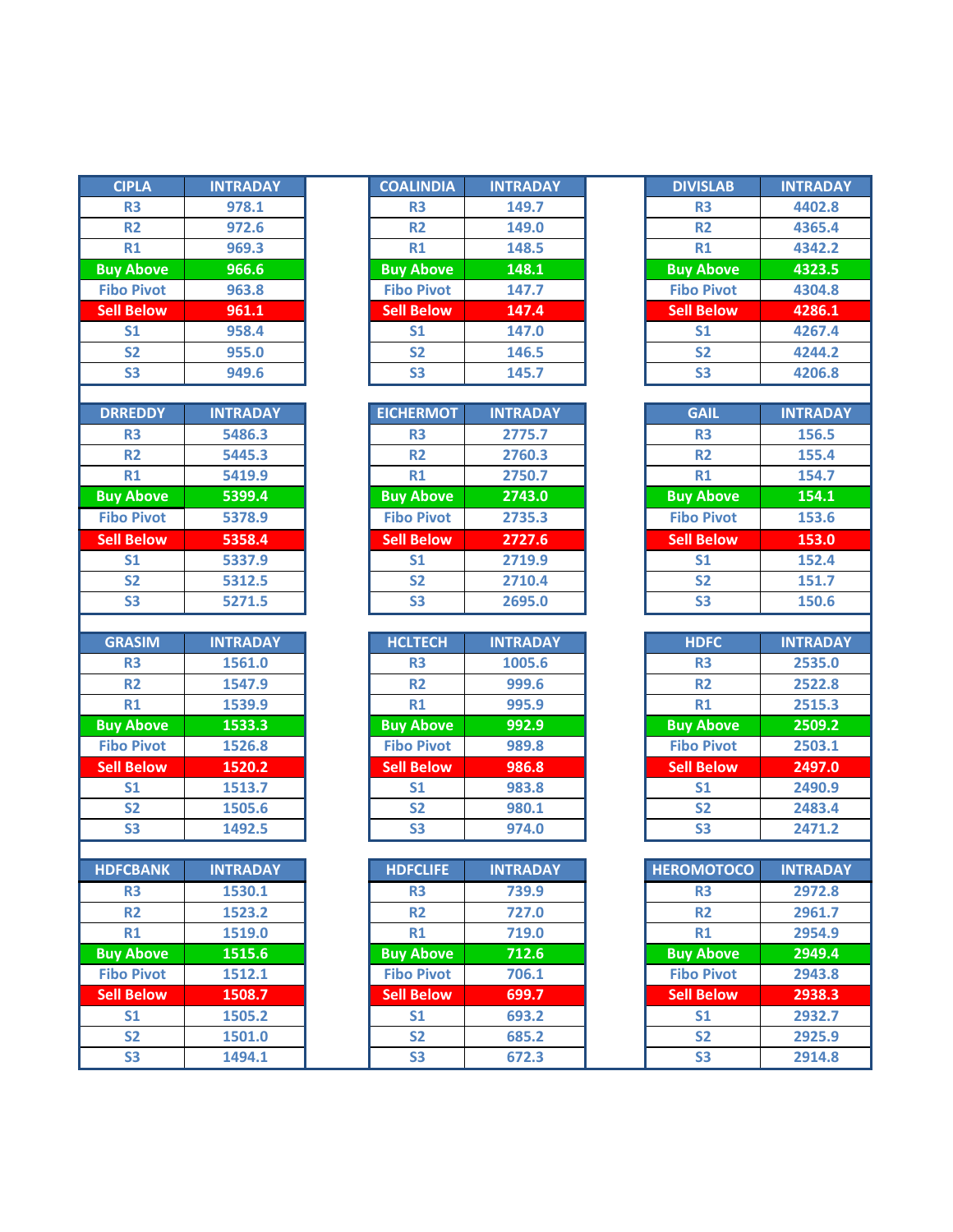| CIPLA | INTRADAY |
|---|---|
| R3 | 978.1 |
| R2 | 972.6 |
| R1 | 969.3 |
| Buy Above | 966.6 |
| Fibo Pivot | 963.8 |
| Sell Below | 961.1 |
| S1 | 958.4 |
| S2 | 955.0 |
| S3 | 949.6 |

| COALINDIA | INTRADAY |
|---|---|
| R3 | 149.7 |
| R2 | 149.0 |
| R1 | 148.5 |
| Buy Above | 148.1 |
| Fibo Pivot | 147.7 |
| Sell Below | 147.4 |
| S1 | 147.0 |
| S2 | 146.5 |
| S3 | 145.7 |

| DIVISLAB | INTRADAY |
|---|---|
| R3 | 4402.8 |
| R2 | 4365.4 |
| R1 | 4342.2 |
| Buy Above | 4323.5 |
| Fibo Pivot | 4304.8 |
| Sell Below | 4286.1 |
| S1 | 4267.4 |
| S2 | 4244.2 |
| S3 | 4206.8 |

| DRREDDY | INTRADAY |
|---|---|
| R3 | 5486.3 |
| R2 | 5445.3 |
| R1 | 5419.9 |
| Buy Above | 5399.4 |
| Fibo Pivot | 5378.9 |
| Sell Below | 5358.4 |
| S1 | 5337.9 |
| S2 | 5312.5 |
| S3 | 5271.5 |

| EICHERMOT | INTRADAY |
|---|---|
| R3 | 2775.7 |
| R2 | 2760.3 |
| R1 | 2750.7 |
| Buy Above | 2743.0 |
| Fibo Pivot | 2735.3 |
| Sell Below | 2727.6 |
| S1 | 2719.9 |
| S2 | 2710.4 |
| S3 | 2695.0 |

| GAIL | INTRADAY |
|---|---|
| R3 | 156.5 |
| R2 | 155.4 |
| R1 | 154.7 |
| Buy Above | 154.1 |
| Fibo Pivot | 153.6 |
| Sell Below | 153.0 |
| S1 | 152.4 |
| S2 | 151.7 |
| S3 | 150.6 |

| GRASIM | INTRADAY |
|---|---|
| R3 | 1561.0 |
| R2 | 1547.9 |
| R1 | 1539.9 |
| Buy Above | 1533.3 |
| Fibo Pivot | 1526.8 |
| Sell Below | 1520.2 |
| S1 | 1513.7 |
| S2 | 1505.6 |
| S3 | 1492.5 |

| HCLTECH | INTRADAY |
|---|---|
| R3 | 1005.6 |
| R2 | 999.6 |
| R1 | 995.9 |
| Buy Above | 992.9 |
| Fibo Pivot | 989.8 |
| Sell Below | 986.8 |
| S1 | 983.8 |
| S2 | 980.1 |
| S3 | 974.0 |

| HDFC | INTRADAY |
|---|---|
| R3 | 2535.0 |
| R2 | 2522.8 |
| R1 | 2515.3 |
| Buy Above | 2509.2 |
| Fibo Pivot | 2503.1 |
| Sell Below | 2497.0 |
| S1 | 2490.9 |
| S2 | 2483.4 |
| S3 | 2471.2 |

| HDFCBANK | INTRADAY |
|---|---|
| R3 | 1530.1 |
| R2 | 1523.2 |
| R1 | 1519.0 |
| Buy Above | 1515.6 |
| Fibo Pivot | 1512.1 |
| Sell Below | 1508.7 |
| S1 | 1505.2 |
| S2 | 1501.0 |
| S3 | 1494.1 |

| HDFCLIFE | INTRADAY |
|---|---|
| R3 | 739.9 |
| R2 | 727.0 |
| R1 | 719.0 |
| Buy Above | 712.6 |
| Fibo Pivot | 706.1 |
| Sell Below | 699.7 |
| S1 | 693.2 |
| S2 | 685.2 |
| S3 | 672.3 |

| HEROMOTOCO | INTRADAY |
|---|---|
| R3 | 2972.8 |
| R2 | 2961.7 |
| R1 | 2954.9 |
| Buy Above | 2949.4 |
| Fibo Pivot | 2943.8 |
| Sell Below | 2938.3 |
| S1 | 2932.7 |
| S2 | 2925.9 |
| S3 | 2914.8 |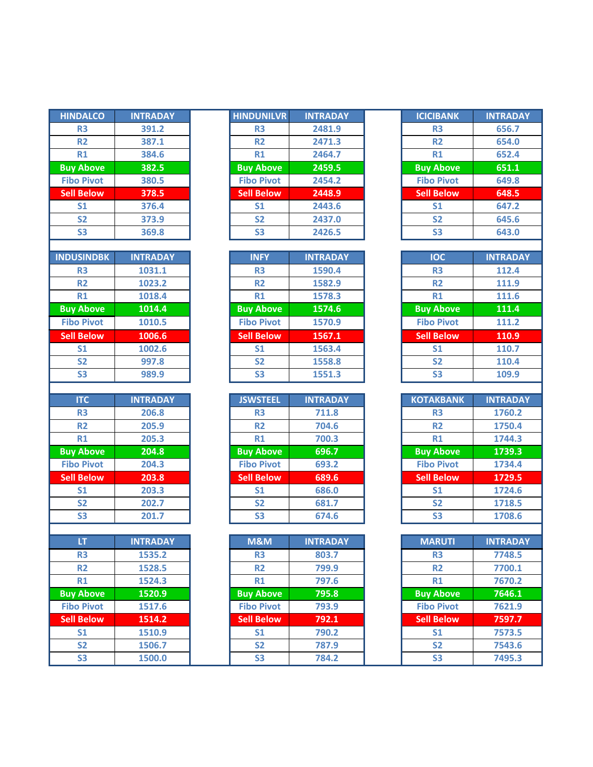| HINDALCO | INTRADAY |
|---|---|
| R3 | 391.2 |
| R2 | 387.1 |
| R1 | 384.6 |
| Buy Above | 382.5 |
| Fibo Pivot | 380.5 |
| Sell Below | 378.5 |
| S1 | 376.4 |
| S2 | 373.9 |
| S3 | 369.8 |

| HINDUNILVR | INTRADAY |
|---|---|
| R3 | 2481.9 |
| R2 | 2471.3 |
| R1 | 2464.7 |
| Buy Above | 2459.5 |
| Fibo Pivot | 2454.2 |
| Sell Below | 2448.9 |
| S1 | 2443.6 |
| S2 | 2437.0 |
| S3 | 2426.5 |

| ICICIBANK | INTRADAY |
|---|---|
| R3 | 656.7 |
| R2 | 654.0 |
| R1 | 652.4 |
| Buy Above | 651.1 |
| Fibo Pivot | 649.8 |
| Sell Below | 648.5 |
| S1 | 647.2 |
| S2 | 645.6 |
| S3 | 643.0 |

| INDUSINDBK | INTRADAY |
|---|---|
| R3 | 1031.1 |
| R2 | 1023.2 |
| R1 | 1018.4 |
| Buy Above | 1014.4 |
| Fibo Pivot | 1010.5 |
| Sell Below | 1006.6 |
| S1 | 1002.6 |
| S2 | 997.8 |
| S3 | 989.9 |

| INFY | INTRADAY |
|---|---|
| R3 | 1590.4 |
| R2 | 1582.9 |
| R1 | 1578.3 |
| Buy Above | 1574.6 |
| Fibo Pivot | 1570.9 |
| Sell Below | 1567.1 |
| S1 | 1563.4 |
| S2 | 1558.8 |
| S3 | 1551.3 |

| IOC | INTRADAY |
|---|---|
| R3 | 112.4 |
| R2 | 111.9 |
| R1 | 111.6 |
| Buy Above | 111.4 |
| Fibo Pivot | 111.2 |
| Sell Below | 110.9 |
| S1 | 110.7 |
| S2 | 110.4 |
| S3 | 109.9 |

| ITC | INTRADAY |
|---|---|
| R3 | 206.8 |
| R2 | 205.9 |
| R1 | 205.3 |
| Buy Above | 204.8 |
| Fibo Pivot | 204.3 |
| Sell Below | 203.8 |
| S1 | 203.3 |
| S2 | 202.7 |
| S3 | 201.7 |

| JSWSTEEL | INTRADAY |
|---|---|
| R3 | 711.8 |
| R2 | 704.6 |
| R1 | 700.3 |
| Buy Above | 696.7 |
| Fibo Pivot | 693.2 |
| Sell Below | 689.6 |
| S1 | 686.0 |
| S2 | 681.7 |
| S3 | 674.6 |

| KOTAKBANK | INTRADAY |
|---|---|
| R3 | 1760.2 |
| R2 | 1750.4 |
| R1 | 1744.3 |
| Buy Above | 1739.3 |
| Fibo Pivot | 1734.4 |
| Sell Below | 1729.5 |
| S1 | 1724.6 |
| S2 | 1718.5 |
| S3 | 1708.6 |

| LT | INTRADAY |
|---|---|
| R3 | 1535.2 |
| R2 | 1528.5 |
| R1 | 1524.3 |
| Buy Above | 1520.9 |
| Fibo Pivot | 1517.6 |
| Sell Below | 1514.2 |
| S1 | 1510.9 |
| S2 | 1506.7 |
| S3 | 1500.0 |

| M&M | INTRADAY |
|---|---|
| R3 | 803.7 |
| R2 | 799.9 |
| R1 | 797.6 |
| Buy Above | 795.8 |
| Fibo Pivot | 793.9 |
| Sell Below | 792.1 |
| S1 | 790.2 |
| S2 | 787.9 |
| S3 | 784.2 |

| MARUTI | INTRADAY |
|---|---|
| R3 | 7748.5 |
| R2 | 7700.1 |
| R1 | 7670.2 |
| Buy Above | 7646.1 |
| Fibo Pivot | 7621.9 |
| Sell Below | 7597.7 |
| S1 | 7573.5 |
| S2 | 7543.6 |
| S3 | 7495.3 |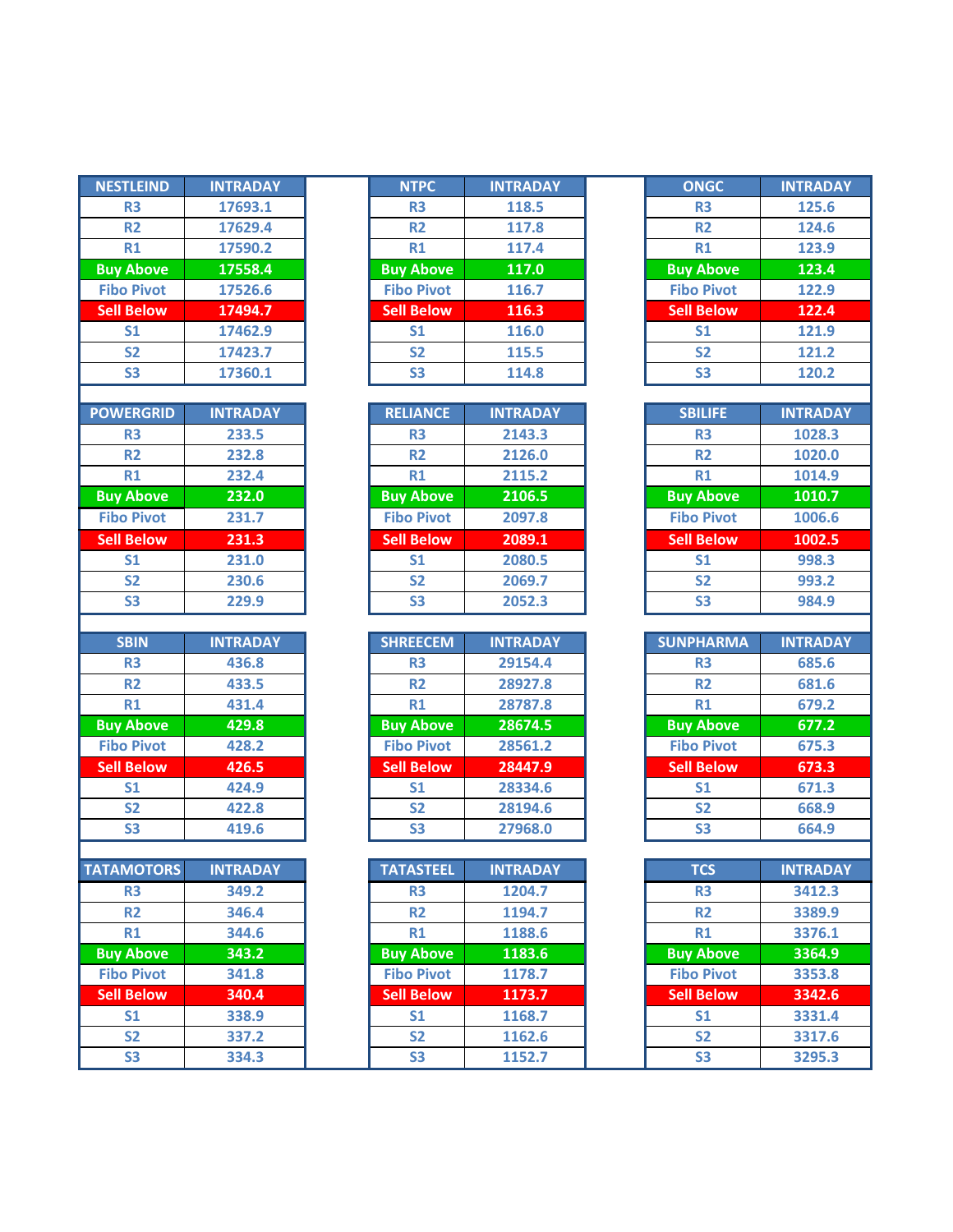| NESTLEIND | INTRADAY |
|---|---|
| R3 | 17693.1 |
| R2 | 17629.4 |
| R1 | 17590.2 |
| Buy Above | 17558.4 |
| Fibo Pivot | 17526.6 |
| Sell Below | 17494.7 |
| S1 | 17462.9 |
| S2 | 17423.7 |
| S3 | 17360.1 |

| NTPC | INTRADAY |
|---|---|
| R3 | 118.5 |
| R2 | 117.8 |
| R1 | 117.4 |
| Buy Above | 117.0 |
| Fibo Pivot | 116.7 |
| Sell Below | 116.3 |
| S1 | 116.0 |
| S2 | 115.5 |
| S3 | 114.8 |

| ONGC | INTRADAY |
|---|---|
| R3 | 125.6 |
| R2 | 124.6 |
| R1 | 123.9 |
| Buy Above | 123.4 |
| Fibo Pivot | 122.9 |
| Sell Below | 122.4 |
| S1 | 121.9 |
| S2 | 121.2 |
| S3 | 120.2 |

| POWERGRID | INTRADAY |
|---|---|
| R3 | 233.5 |
| R2 | 232.8 |
| R1 | 232.4 |
| Buy Above | 232.0 |
| Fibo Pivot | 231.7 |
| Sell Below | 231.3 |
| S1 | 231.0 |
| S2 | 230.6 |
| S3 | 229.9 |

| RELIANCE | INTRADAY |
|---|---|
| R3 | 2143.3 |
| R2 | 2126.0 |
| R1 | 2115.2 |
| Buy Above | 2106.5 |
| Fibo Pivot | 2097.8 |
| Sell Below | 2089.1 |
| S1 | 2080.5 |
| S2 | 2069.7 |
| S3 | 2052.3 |

| SBILIFE | INTRADAY |
|---|---|
| R3 | 1028.3 |
| R2 | 1020.0 |
| R1 | 1014.9 |
| Buy Above | 1010.7 |
| Fibo Pivot | 1006.6 |
| Sell Below | 1002.5 |
| S1 | 998.3 |
| S2 | 993.2 |
| S3 | 984.9 |

| SBIN | INTRADAY |
|---|---|
| R3 | 436.8 |
| R2 | 433.5 |
| R1 | 431.4 |
| Buy Above | 429.8 |
| Fibo Pivot | 428.2 |
| Sell Below | 426.5 |
| S1 | 424.9 |
| S2 | 422.8 |
| S3 | 419.6 |

| SHREECEM | INTRADAY |
|---|---|
| R3 | 29154.4 |
| R2 | 28927.8 |
| R1 | 28787.8 |
| Buy Above | 28674.5 |
| Fibo Pivot | 28561.2 |
| Sell Below | 28447.9 |
| S1 | 28334.6 |
| S2 | 28194.6 |
| S3 | 27968.0 |

| SUNPHARMA | INTRADAY |
|---|---|
| R3 | 685.6 |
| R2 | 681.6 |
| R1 | 679.2 |
| Buy Above | 677.2 |
| Fibo Pivot | 675.3 |
| Sell Below | 673.3 |
| S1 | 671.3 |
| S2 | 668.9 |
| S3 | 664.9 |

| TATAMOTORS | INTRADAY |
|---|---|
| R3 | 349.2 |
| R2 | 346.4 |
| R1 | 344.6 |
| Buy Above | 343.2 |
| Fibo Pivot | 341.8 |
| Sell Below | 340.4 |
| S1 | 338.9 |
| S2 | 337.2 |
| S3 | 334.3 |

| TATASTEEL | INTRADAY |
|---|---|
| R3 | 1204.7 |
| R2 | 1194.7 |
| R1 | 1188.6 |
| Buy Above | 1183.6 |
| Fibo Pivot | 1178.7 |
| Sell Below | 1173.7 |
| S1 | 1168.7 |
| S2 | 1162.6 |
| S3 | 1152.7 |

| TCS | INTRADAY |
|---|---|
| R3 | 3412.3 |
| R2 | 3389.9 |
| R1 | 3376.1 |
| Buy Above | 3364.9 |
| Fibo Pivot | 3353.8 |
| Sell Below | 3342.6 |
| S1 | 3331.4 |
| S2 | 3317.6 |
| S3 | 3295.3 |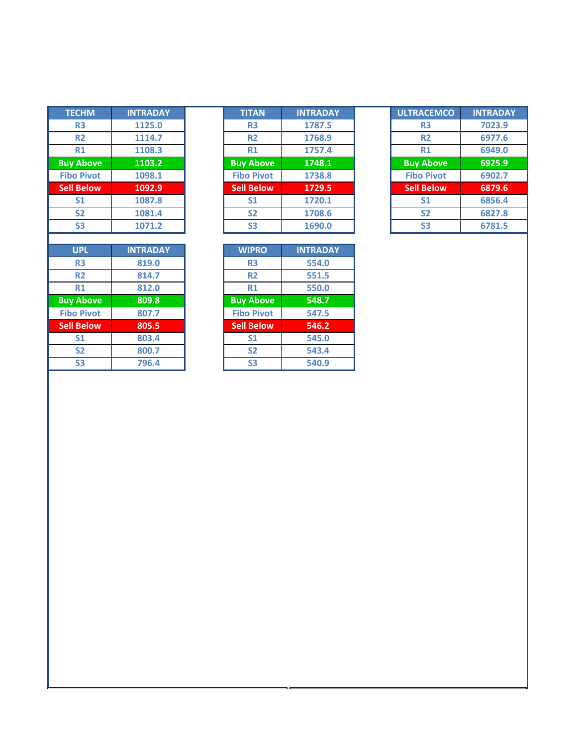| TECHM | INTRADAY |
| --- | --- |
| R3 | 1125.0 |
| R2 | 1114.7 |
| R1 | 1108.3 |
| Buy Above | 1103.2 |
| Fibo Pivot | 1098.1 |
| Sell Below | 1092.9 |
| S1 | 1087.8 |
| S2 | 1081.4 |
| S3 | 1071.2 |

| TITAN | INTRADAY |
| --- | --- |
| R3 | 1787.5 |
| R2 | 1768.9 |
| R1 | 1757.4 |
| Buy Above | 1748.1 |
| Fibo Pivot | 1738.8 |
| Sell Below | 1729.5 |
| S1 | 1720.1 |
| S2 | 1708.6 |
| S3 | 1690.0 |

| ULTRACEMCO | INTRADAY |
| --- | --- |
| R3 | 7023.9 |
| R2 | 6977.6 |
| R1 | 6949.0 |
| Buy Above | 6925.9 |
| Fibo Pivot | 6902.7 |
| Sell Below | 6879.6 |
| S1 | 6856.4 |
| S2 | 6827.8 |
| S3 | 6781.5 |

| UPL | INTRADAY |
| --- | --- |
| R3 | 819.0 |
| R2 | 814.7 |
| R1 | 812.0 |
| Buy Above | 809.8 |
| Fibo Pivot | 807.7 |
| Sell Below | 805.5 |
| S1 | 803.4 |
| S2 | 800.7 |
| S3 | 796.4 |

| WIPRO | INTRADAY |
| --- | --- |
| R3 | 554.0 |
| R2 | 551.5 |
| R1 | 550.0 |
| Buy Above | 548.7 |
| Fibo Pivot | 547.5 |
| Sell Below | 546.2 |
| S1 | 545.0 |
| S2 | 543.4 |
| S3 | 540.9 |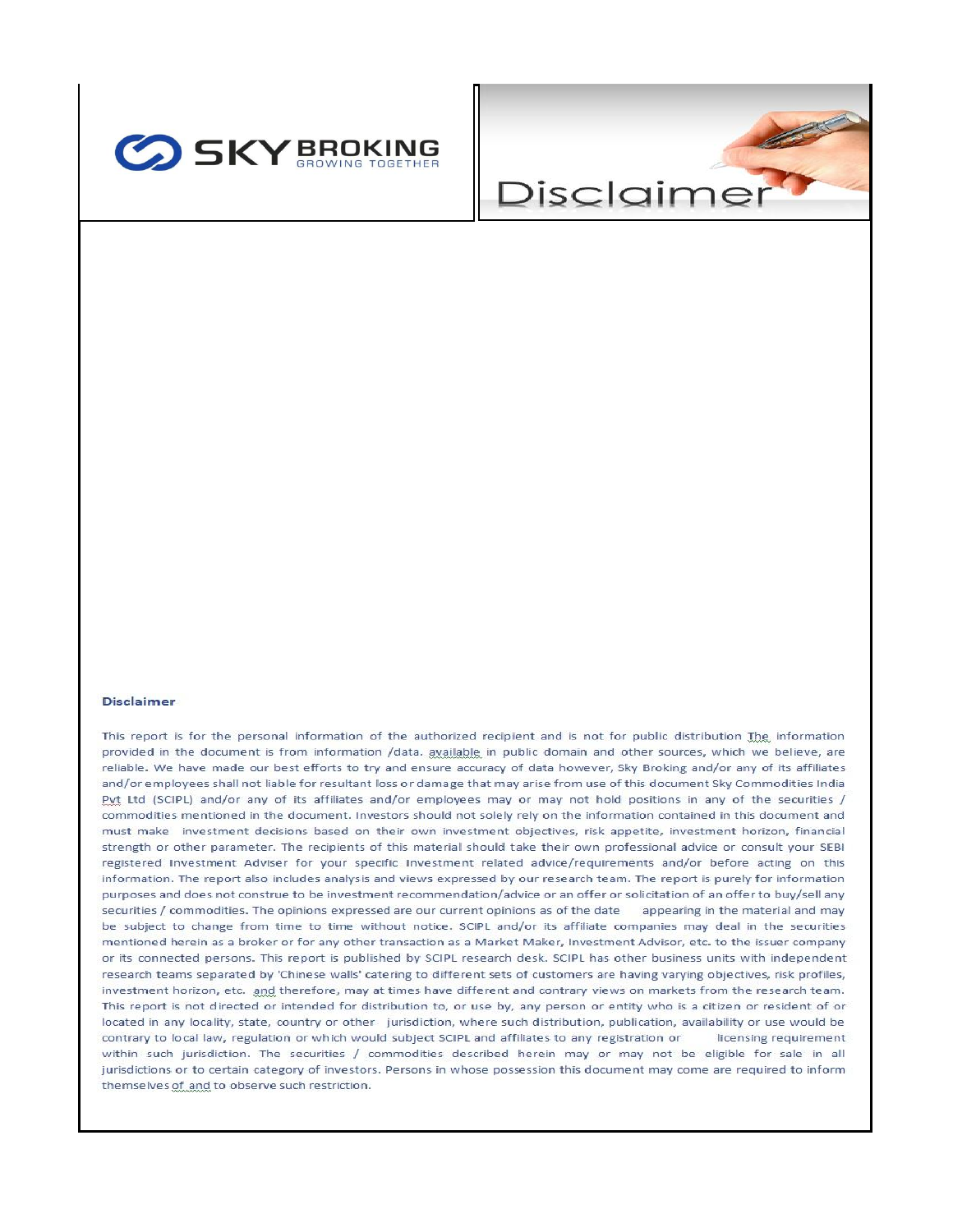SKY BROKING
GROWING TOGETHER

# Disclaimer

### Disclaimer

This report is for the personal information of the authorized recipient and is not for public distribution The information provided in the document is from information /data. available in public domain and other sources, which we believe, are reliable. We have made our best efforts to try and ensure accuracy of data however, Sky Broking and/or any of its affiliates and/or employees shall not liable for resultant loss or damage that may arise from use of this document Sky Commodities India Pvt Ltd (SCIPL) and/or any of its affiliates and/or employees may or may not hold positions in any of the securities / commodities mentioned in the document. Investors should not solely rely on the information contained in this document and must make investment decisions based on their own investment objectives, risk appetite, investment horizon, financial strength or other parameter. The recipients of this material should take their own professional advice or consult your SEBI registered Investment Adviser for your specific Investment related advice/requirements and/or before acting on this information. The report also includes analysis and views expressed by our research team. The report is purely for information purposes and does not construe to be investment recommendation/advice or an offer or solicitation of an offer to buy/sell any securities / commodities. The opinions expressed are our current opinions as of the date appearing in the material and may be subject to change from time to time without notice. SCIPL and/or its affiliate companies may deal in the securities mentioned herein as a broker or for any other transaction as a Market Maker, Investment Advisor, etc. to the issuer company or its connected persons. This report is published by SCIPL research desk. SCIPL has other business units with independent research teams separated by 'Chinese walls' catering to different sets of customers are having varying objectives, risk profiles, investment horizon, etc. and therefore, may at times have different and contrary views on markets from the research team. This report is not directed or intended for distribution to, or use by, any person or entity who is a citizen or resident of or located in any locality, state, country or other jurisdiction, where such distribution, publication, availability or use would be contrary to local law, regulation or which would subject SCIPL and affiliates to any registration or licensing requirement within such jurisdiction. The securities / commodities described herein may or may not be eligible for sale in all jurisdictions or to certain category of investors. Persons in whose possession this document may come are required to inform themselves of and to observe such restriction.